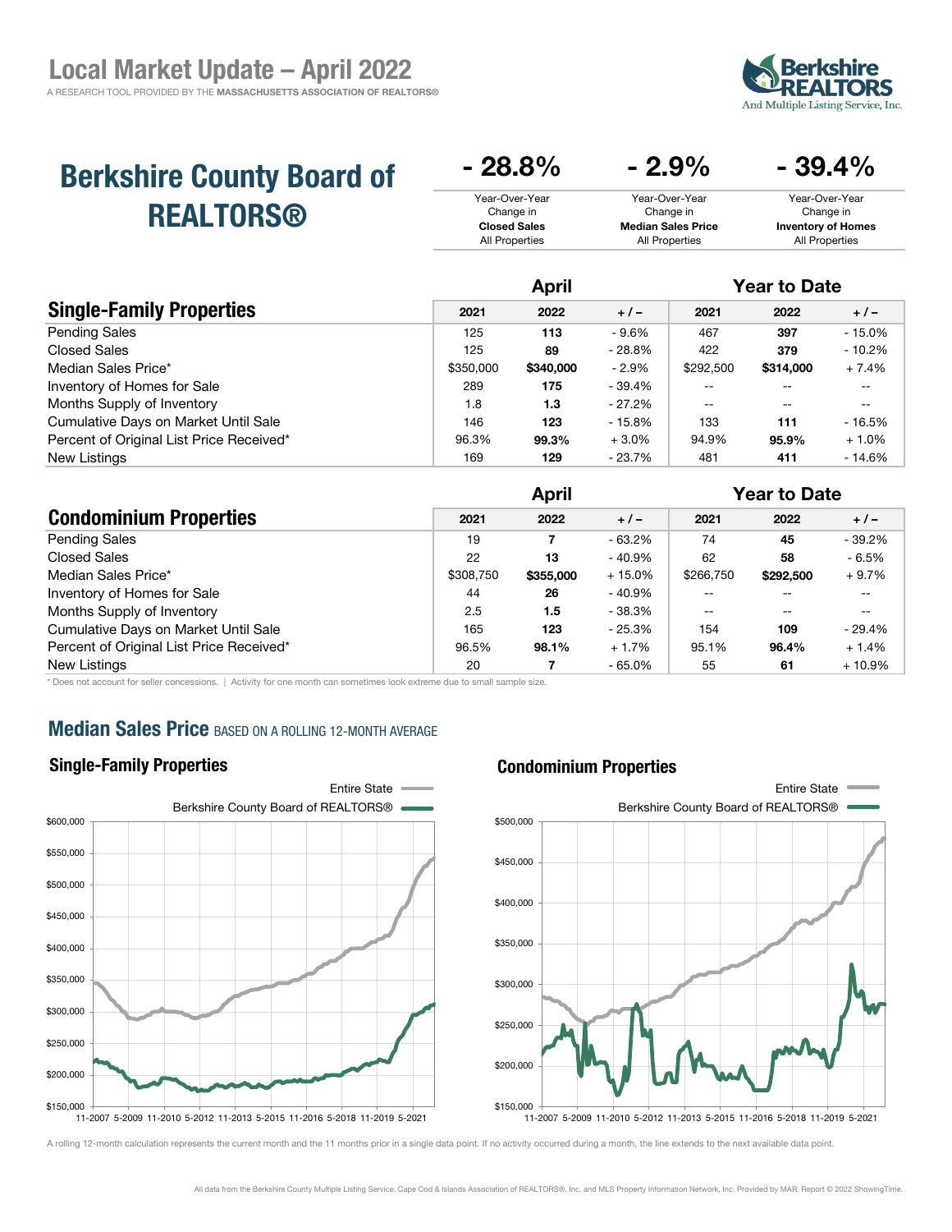# Local Market Update – April 2022

A RESEARCH TOOL PROVIDED BY THE **MASSACHUSETTS ASSOCIATION OF REALTORS®**

Berkshire REALTORS And Multiple Listing Service, Inc.

## Berkshire County Board of REALTORS®

| - 28.8% | - 2.9% | - 39.4% |
|---|---|---|
| Year-Over-Year Change in **Closed Sales** All Properties | Year-Over-Year Change in **Median Sales Price** All Properties | Year-Over-Year Change in **Inventory of Homes** All Properties |

| Single-Family Properties | April | | | Year to Date | | |
|---|---|---|---|---|---|---|
| | 2021 | 2022 | + / – | 2021 | 2022 | + / – |
| Pending Sales | 125 | **113** | - 9.6% | 467 | **397** | - 15.0% |
| Closed Sales | 125 | **89** | - 28.8% | 422 | **379** | - 10.2% |
| Median Sales Price* | $350,000 | **$340,000** | - 2.9% | $292,500 | **$314,000** | + 7.4% |
| Inventory of Homes for Sale | 289 | **175** | - 39.4% | -- | -- | -- |
| Months Supply of Inventory | 1.8 | **1.3** | - 27.2% | -- | -- | -- |
| Cumulative Days on Market Until Sale | 146 | **123** | - 15.8% | 133 | **111** | - 16.5% |
| Percent of Original List Price Received* | 96.3% | **99.3%** | + 3.0% | 94.9% | **95.9%** | + 1.0% |
| New Listings | 169 | **129** | - 23.7% | 481 | **411** | - 14.6% |

| Condominium Properties | April | | | Year to Date | | |
|---|---|---|---|---|---|---|
| | 2021 | 2022 | + / – | 2021 | 2022 | + / – |
| Pending Sales | 19 | **7** | - 63.2% | 74 | **45** | - 39.2% |
| Closed Sales | 22 | **13** | - 40.9% | 62 | **58** | - 6.5% |
| Median Sales Price* | $308,750 | **$355,000** | + 15.0% | $266,750 | **$292,500** | + 9.7% |
| Inventory of Homes for Sale | 44 | **26** | - 40.9% | -- | -- | -- |
| Months Supply of Inventory | 2.5 | **1.5** | - 38.3% | -- | -- | -- |
| Cumulative Days on Market Until Sale | 165 | **123** | - 25.3% | 154 | **109** | - 29.4% |
| Percent of Original List Price Received* | 96.5% | **98.1%** | + 1.7% | 95.1% | **96.4%** | + 1.4% |
| New Listings | 20 | **7** | - 65.0% | 55 | **61** | + 10.9% |

\* Does not account for seller concessions. | Activity for one month can sometimes look extreme due to small sample size.

## Median Sales Price BASED ON A ROLLING 12-MONTH AVERAGE

### Single-Family Properties

### Condominium Properties

A rolling 12-month calculation represents the current month and the 11 months prior in a single data point. If no activity occurred during a month, the line extends to the next available data point.

All data from the Berkshire County Multiple Listing Service, Cape Cod & Islands Association of REALTORS®, Inc. and MLS Property Information Network, Inc. Provided by MAR. Report © 2022 ShowingTime.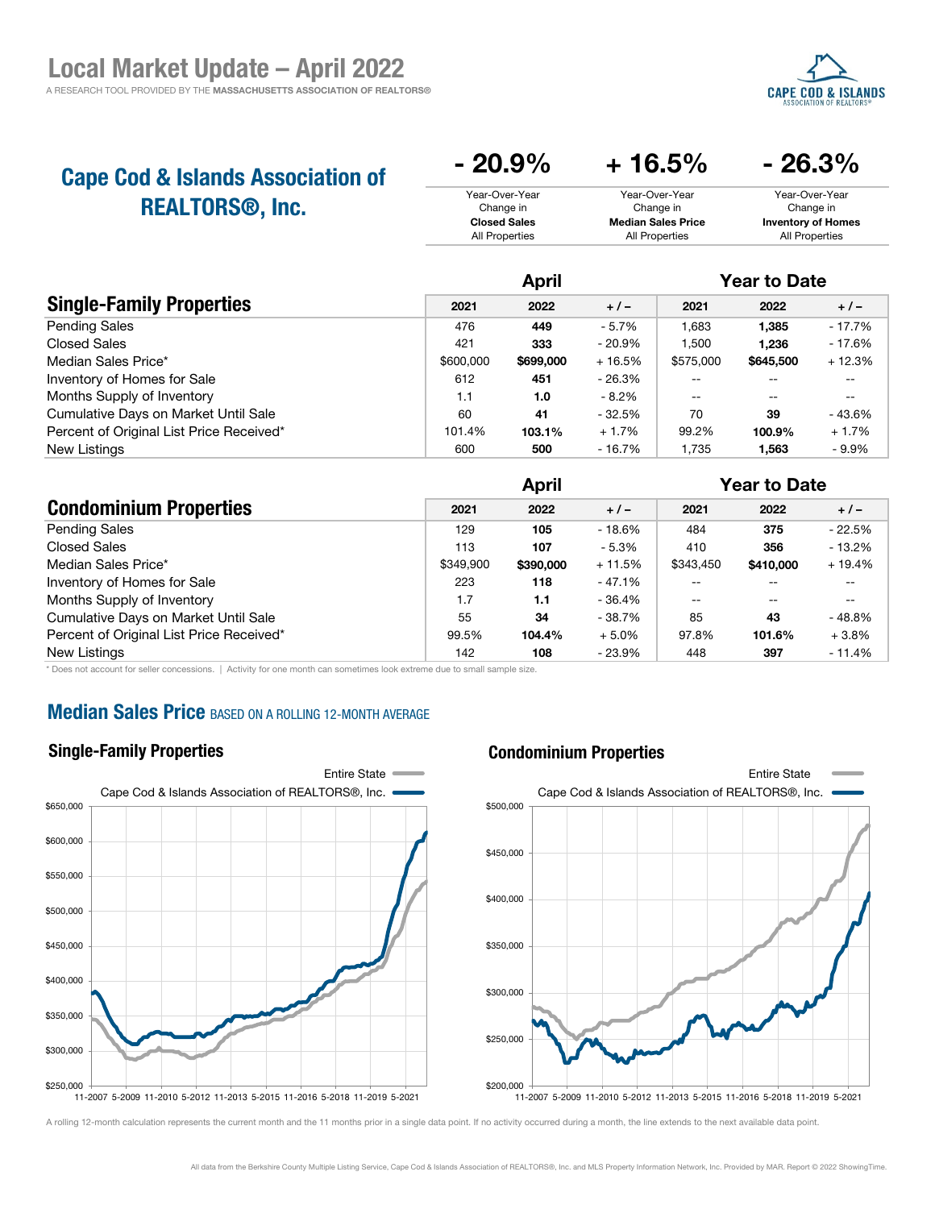# Local Market Update – April 2022

A RESEARCH TOOL PROVIDED BY THE **MASSACHUSETTS ASSOCIATION OF REALTORS®**

## Cape Cod & Islands Association of REALTORS®, Inc.

| - 20.9% | + 16.5% | - 26.3% |
|---|---|---|
| Year-Over-Year Change in **Closed Sales** All Properties | Year-Over-Year Change in **Median Sales Price** All Properties | Year-Over-Year Change in **Inventory of Homes** All Properties |

| Single-Family Properties | April | | | Year to Date | | |
|---|---|---|---|---|---|---|
| | 2021 | 2022 | + / – | 2021 | 2022 | + / – |
| Pending Sales | 476 | **449** | - 5.7% | 1,683 | **1,385** | - 17.7% |
| Closed Sales | 421 | **333** | - 20.9% | 1,500 | **1,236** | - 17.6% |
| Median Sales Price* | $600,000 | **$699,000** | + 16.5% | $575,000 | **$645,500** | + 12.3% |
| Inventory of Homes for Sale | 612 | **451** | - 26.3% | -- | -- | -- |
| Months Supply of Inventory | 1.1 | **1.0** | - 8.2% | -- | -- | -- |
| Cumulative Days on Market Until Sale | 60 | **41** | - 32.5% | 70 | **39** | - 43.6% |
| Percent of Original List Price Received* | 101.4% | **103.1%** | + 1.7% | 99.2% | **100.9%** | + 1.7% |
| New Listings | 600 | **500** | - 16.7% | 1,735 | **1,563** | - 9.9% |

| Condominium Properties | April | | | Year to Date | | |
|---|---|---|---|---|---|---|
| | 2021 | 2022 | + / – | 2021 | 2022 | + / – |
| Pending Sales | 129 | **105** | - 18.6% | 484 | **375** | - 22.5% |
| Closed Sales | 113 | **107** | - 5.3% | 410 | **356** | - 13.2% |
| Median Sales Price* | $349,900 | **$390,000** | + 11.5% | $343,450 | **$410,000** | + 19.4% |
| Inventory of Homes for Sale | 223 | **118** | - 47.1% | -- | -- | -- |
| Months Supply of Inventory | 1.7 | **1.1** | - 36.4% | -- | -- | -- |
| Cumulative Days on Market Until Sale | 55 | **34** | - 38.7% | 85 | **43** | - 48.8% |
| Percent of Original List Price Received* | 99.5% | **104.4%** | + 5.0% | 97.8% | **101.6%** | + 3.8% |
| New Listings | 142 | **108** | - 23.9% | 448 | **397** | - 11.4% |

\* Does not account for seller concessions. | Activity for one month can sometimes look extreme due to small sample size.

## Median Sales Price BASED ON A ROLLING 12-MONTH AVERAGE

### Single-Family Properties

### Condominium Properties

A rolling 12-month calculation represents the current month and the 11 months prior in a single data point. If no activity occurred during a month, the line extends to the next available data point.

All data from the Berkshire County Multiple Listing Service, Cape Cod & Islands Association of REALTORS®, Inc. and MLS Property Information Network, Inc. Provided by MAR. Report © 2022 ShowingTime.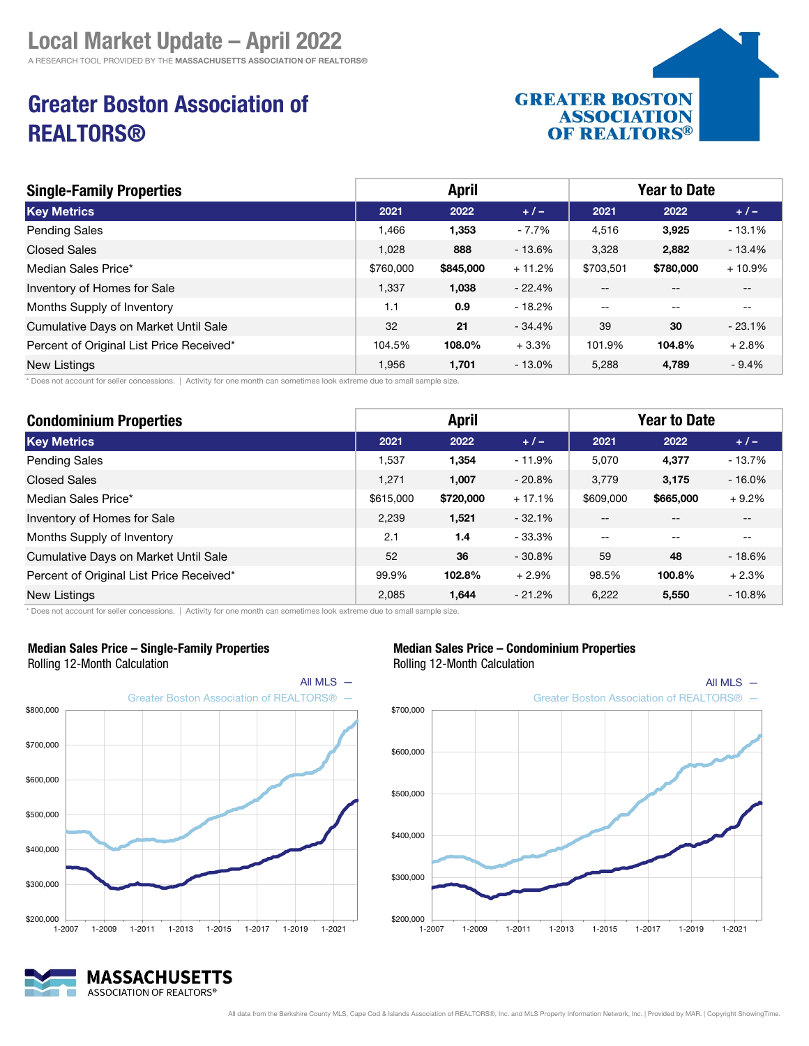# Local Market Update – April 2022

A RESEARCH TOOL PROVIDED BY THE **MASSACHUSETTS ASSOCIATION OF REALTORS®**

## Greater Boston Association of REALTORS®

| Single-Family Properties | April | | | Year to Date | | |
|---|---|---|---|---|---|---|
| **Key Metrics** | **2021** | **2022** | **+ / –** | **2021** | **2022** | **+ / –** |
| Pending Sales | 1,466 | **1,353** | - 7.7% | 4,516 | **3,925** | - 13.1% |
| Closed Sales | 1,028 | **888** | - 13.6% | 3,328 | **2,882** | - 13.4% |
| Median Sales Price* | $760,000 | **$845,000** | + 11.2% | $703,501 | **$780,000** | + 10.9% |
| Inventory of Homes for Sale | 1,337 | **1,038** | - 22.4% | -- | -- | -- |
| Months Supply of Inventory | 1.1 | **0.9** | - 18.2% | -- | -- | -- |
| Cumulative Days on Market Until Sale | 32 | **21** | - 34.4% | 39 | **30** | - 23.1% |
| Percent of Original List Price Received* | 104.5% | **108.0%** | + 3.3% | 101.9% | **104.8%** | + 2.8% |
| New Listings | 1,956 | **1,701** | - 13.0% | 5,288 | **4,789** | - 9.4% |

* Does not account for seller concessions. | Activity for one month can sometimes look extreme due to small sample size.

| Condominium Properties | April | | | Year to Date | | |
|---|---|---|---|---|---|---|
| **Key Metrics** | **2021** | **2022** | **+ / –** | **2021** | **2022** | **+ / –** |
| Pending Sales | 1,537 | **1,354** | - 11.9% | 5,070 | **4,377** | - 13.7% |
| Closed Sales | 1,271 | **1,007** | - 20.8% | 3,779 | **3,175** | - 16.0% |
| Median Sales Price* | $615,000 | **$720,000** | + 17.1% | $609,000 | **$665,000** | + 9.2% |
| Inventory of Homes for Sale | 2,239 | **1,521** | - 32.1% | -- | -- | -- |
| Months Supply of Inventory | 2.1 | **1.4** | - 33.3% | -- | -- | -- |
| Cumulative Days on Market Until Sale | 52 | **36** | - 30.8% | 59 | **48** | - 18.6% |
| Percent of Original List Price Received* | 99.9% | **102.8%** | + 2.9% | 98.5% | **100.8%** | + 2.3% |
| New Listings | 2,085 | **1,644** | - 21.2% | 6,222 | **5,550** | - 10.8% |

* Does not account for seller concessions. | Activity for one month can sometimes look extreme due to small sample size.

### Median Sales Price – Single-Family Properties

Rolling 12-Month Calculation

All MLS —
Greater Boston Association of REALTORS® —

### Median Sales Price – Condominium Properties

Rolling 12-Month Calculation

All MLS —
Greater Boston Association of REALTORS® —

All data from the Berkshire County MLS, Cape Cod & Islands Association of REALTORS®, Inc. and MLS Property Information Network, Inc. | Provided by MAR. | Copyright ShowingTime.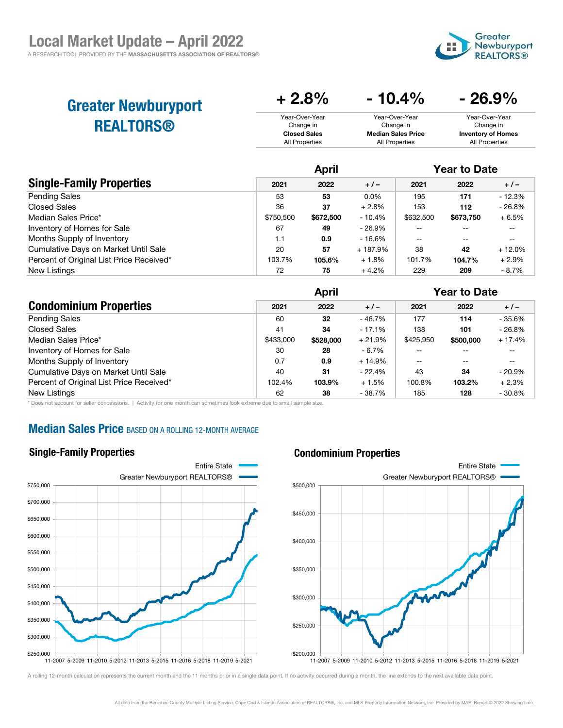# Local Market Update – April 2022

A RESEARCH TOOL PROVIDED BY THE **MASSACHUSETTS ASSOCIATION OF REALTORS®**

## Greater Newburyport REALTORS®

| + 2.8% | - 10.4% | - 26.9% |
|---|---|---|
| Year-Over-Year Change in **Closed Sales** All Properties | Year-Over-Year Change in **Median Sales Price** All Properties | Year-Over-Year Change in **Inventory of Homes** All Properties |

| Single-Family Properties | April | | | Year to Date | | |
|---|---|---|---|---|---|---|
| | 2021 | 2022 | + / – | 2021 | 2022 | + / – |
| Pending Sales | 53 | **53** | 0.0% | 195 | **171** | - 12.3% |
| Closed Sales | 36 | **37** | + 2.8% | 153 | **112** | - 26.8% |
| Median Sales Price* | $750,500 | **$672,500** | - 10.4% | $632,500 | **$673,750** | + 6.5% |
| Inventory of Homes for Sale | 67 | **49** | - 26.9% | -- | -- | -- |
| Months Supply of Inventory | 1.1 | **0.9** | - 16.6% | -- | -- | -- |
| Cumulative Days on Market Until Sale | 20 | **57** | + 187.9% | 38 | **42** | + 12.0% |
| Percent of Original List Price Received* | 103.7% | **105.6%** | + 1.8% | 101.7% | **104.7%** | + 2.9% |
| New Listings | 72 | **75** | + 4.2% | 229 | **209** | - 8.7% |

| Condominium Properties | April | | | Year to Date | | |
|---|---|---|---|---|---|---|
| | 2021 | 2022 | + / – | 2021 | 2022 | + / – |
| Pending Sales | 60 | **32** | - 46.7% | 177 | **114** | - 35.6% |
| Closed Sales | 41 | **34** | - 17.1% | 138 | **101** | - 26.8% |
| Median Sales Price* | $433,000 | **$528,000** | + 21.9% | $425,950 | **$500,000** | + 17.4% |
| Inventory of Homes for Sale | 30 | **28** | - 6.7% | -- | -- | -- |
| Months Supply of Inventory | 0.7 | **0.9** | + 14.9% | -- | -- | -- |
| Cumulative Days on Market Until Sale | 40 | **31** | - 22.4% | 43 | **34** | - 20.9% |
| Percent of Original List Price Received* | 102.4% | **103.9%** | + 1.5% | 100.8% | **103.2%** | + 2.3% |
| New Listings | 62 | **38** | - 38.7% | 185 | **128** | - 30.8% |

\* Does not account for seller concessions. | Activity for one month can sometimes look extreme due to small sample size.

## Median Sales Price BASED ON A ROLLING 12-MONTH AVERAGE

### Single-Family Properties

### Condominium Properties

A rolling 12-month calculation represents the current month and the 11 months prior in a single data point. If no activity occurred during a month, the line extends to the next available data point.

All data from the Berkshire County Multiple Listing Service, Cape Cod & Islands Association of REALTORS®, Inc. and MLS Property Information Network, Inc. Provided by MAR. Report © 2022 ShowingTime.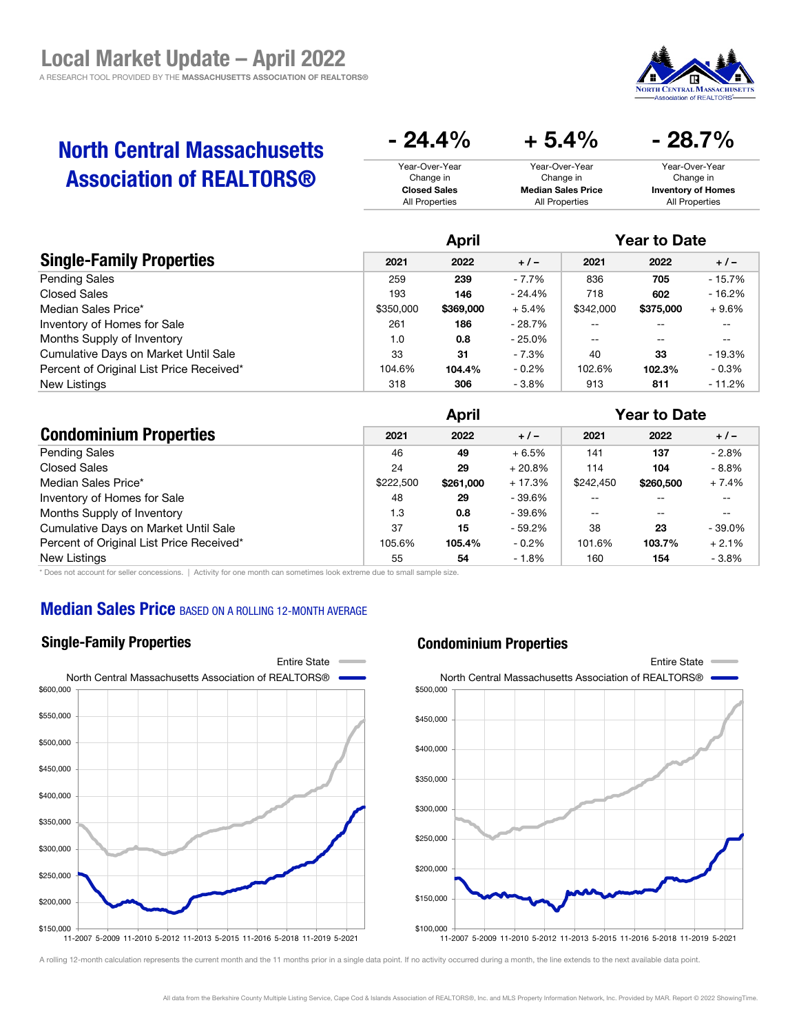# Local Market Update – April 2022

A RESEARCH TOOL PROVIDED BY THE **MASSACHUSETTS ASSOCIATION OF REALTORS®**

## North Central Massachusetts Association of REALTORS®

| - 24.4% | + 5.4% | - 28.7% |
|---|---|---|
| Year-Over-Year Change in **Closed Sales** All Properties | Year-Over-Year Change in **Median Sales Price** All Properties | Year-Over-Year Change in **Inventory of Homes** All Properties |

| Single-Family Properties | April | | | Year to Date | | |
|---|---|---|---|---|---|---|
| | 2021 | 2022 | + / – | 2021 | 2022 | + / – |
| Pending Sales | 259 | **239** | - 7.7% | 836 | **705** | - 15.7% |
| Closed Sales | 193 | **146** | - 24.4% | 718 | **602** | - 16.2% |
| Median Sales Price* | $350,000 | **$369,000** | + 5.4% | $342,000 | **$375,000** | + 9.6% |
| Inventory of Homes for Sale | 261 | **186** | - 28.7% | -- | -- | -- |
| Months Supply of Inventory | 1.0 | **0.8** | - 25.0% | -- | -- | -- |
| Cumulative Days on Market Until Sale | 33 | **31** | - 7.3% | 40 | **33** | - 19.3% |
| Percent of Original List Price Received* | 104.6% | **104.4%** | - 0.2% | 102.6% | **102.3%** | - 0.3% |
| New Listings | 318 | **306** | - 3.8% | 913 | **811** | - 11.2% |

| Condominium Properties | April | | | Year to Date | | |
|---|---|---|---|---|---|---|
| | 2021 | 2022 | + / – | 2021 | 2022 | + / – |
| Pending Sales | 46 | **49** | + 6.5% | 141 | **137** | - 2.8% |
| Closed Sales | 24 | **29** | + 20.8% | 114 | **104** | - 8.8% |
| Median Sales Price* | $222,500 | **$261,000** | + 17.3% | $242,450 | **$260,500** | + 7.4% |
| Inventory of Homes for Sale | 48 | **29** | - 39.6% | -- | -- | -- |
| Months Supply of Inventory | 1.3 | **0.8** | - 39.6% | -- | -- | -- |
| Cumulative Days on Market Until Sale | 37 | **15** | - 59.2% | 38 | **23** | - 39.0% |
| Percent of Original List Price Received* | 105.6% | **105.4%** | - 0.2% | 101.6% | **103.7%** | + 2.1% |
| New Listings | 55 | **54** | - 1.8% | 160 | **154** | - 3.8% |

\* Does not account for seller concessions. | Activity for one month can sometimes look extreme due to small sample size.

## Median Sales Price BASED ON A ROLLING 12-MONTH AVERAGE

### Single-Family Properties

### Condominium Properties

A rolling 12-month calculation represents the current month and the 11 months prior in a single data point. If no activity occurred during a month, the line extends to the next available data point.

All data from the Berkshire County Multiple Listing Service, Cape Cod & Islands Association of REALTORS®, Inc. and MLS Property Information Network, Inc. Provided by MAR. Report © 2022 ShowingTime.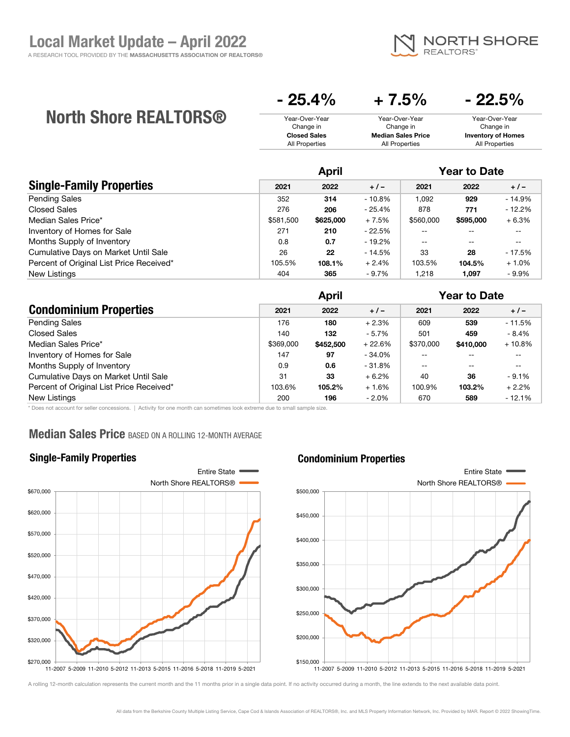# Local Market Update – April 2022

A RESEARCH TOOL PROVIDED BY THE **MASSACHUSETTS ASSOCIATION OF REALTORS®**

## North Shore REALTORS®

| - 25.4% | + 7.5% | - 22.5% |
|---|---|---|
| Year-Over-Year Change in **Closed Sales** All Properties | Year-Over-Year Change in **Median Sales Price** All Properties | Year-Over-Year Change in **Inventory of Homes** All Properties |

| Single-Family Properties | April | | | Year to Date | | |
|---|---|---|---|---|---|---|
| | 2021 | 2022 | + / – | 2021 | 2022 | + / – |
| Pending Sales | 352 | **314** | - 10.8% | 1,092 | **929** | - 14.9% |
| Closed Sales | 276 | **206** | - 25.4% | 878 | **771** | - 12.2% |
| Median Sales Price* | $581,500 | **$625,000** | + 7.5% | $560,000 | **$595,000** | + 6.3% |
| Inventory of Homes for Sale | 271 | **210** | - 22.5% | -- | -- | -- |
| Months Supply of Inventory | 0.8 | **0.7** | - 19.2% | -- | -- | -- |
| Cumulative Days on Market Until Sale | 26 | **22** | - 14.5% | 33 | **28** | - 17.5% |
| Percent of Original List Price Received* | 105.5% | **108.1%** | + 2.4% | 103.5% | **104.5%** | + 1.0% |
| New Listings | 404 | **365** | - 9.7% | 1,218 | **1,097** | - 9.9% |

| Condominium Properties | April | | | Year to Date | | |
|---|---|---|---|---|---|---|
| | 2021 | 2022 | + / – | 2021 | 2022 | + / – |
| Pending Sales | 176 | **180** | + 2.3% | 609 | **539** | - 11.5% |
| Closed Sales | 140 | **132** | - 5.7% | 501 | **459** | - 8.4% |
| Median Sales Price* | $369,000 | **$452,500** | + 22.6% | $370,000 | **$410,000** | + 10.8% |
| Inventory of Homes for Sale | 147 | **97** | - 34.0% | -- | -- | -- |
| Months Supply of Inventory | 0.9 | **0.6** | - 31.8% | -- | -- | -- |
| Cumulative Days on Market Until Sale | 31 | **33** | + 6.2% | 40 | **36** | - 9.1% |
| Percent of Original List Price Received* | 103.6% | **105.2%** | + 1.6% | 100.9% | **103.2%** | + 2.2% |
| New Listings | 200 | **196** | - 2.0% | 670 | **589** | - 12.1% |

\* Does not account for seller concessions. | Activity for one month can sometimes look extreme due to small sample size.

## Median Sales Price BASED ON A ROLLING 12-MONTH AVERAGE

### Single-Family Properties

### Condominium Properties

A rolling 12-month calculation represents the current month and the 11 months prior in a single data point. If no activity occurred during a month, the line extends to the next available data point.

All data from the Berkshire County Multiple Listing Service, Cape Cod & Islands Association of REALTORS®, Inc. and MLS Property Information Network, Inc. Provided by MAR. Report © 2022 ShowingTime.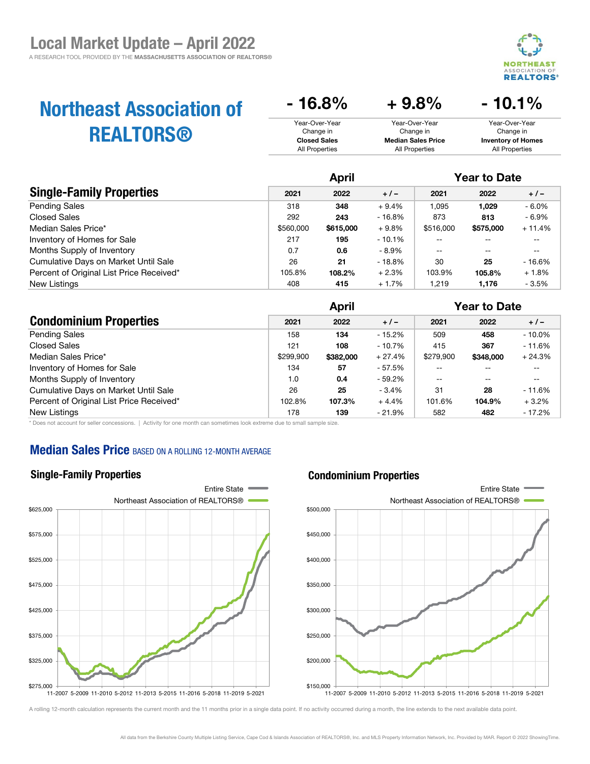# Local Market Update – April 2022

A RESEARCH TOOL PROVIDED BY THE **MASSACHUSETTS ASSOCIATION OF REALTORS®**

## Northeast Association of REALTORS®

| - 16.8% | + 9.8% | - 10.1% |
|---|---|---|
| Year-Over-Year Change in **Closed Sales** All Properties | Year-Over-Year Change in **Median Sales Price** All Properties | Year-Over-Year Change in **Inventory of Homes** All Properties |

| Single-Family Properties | April | | | Year to Date | | |
|---|---|---|---|---|---|---|
| | 2021 | 2022 | + / – | 2021 | 2022 | + / – |
| Pending Sales | 318 | **348** | + 9.4% | 1,095 | **1,029** | - 6.0% |
| Closed Sales | 292 | **243** | - 16.8% | 873 | **813** | - 6.9% |
| Median Sales Price* | $560,000 | **$615,000** | + 9.8% | $516,000 | **$575,000** | + 11.4% |
| Inventory of Homes for Sale | 217 | **195** | - 10.1% | -- | -- | -- |
| Months Supply of Inventory | 0.7 | **0.6** | - 8.9% | -- | -- | -- |
| Cumulative Days on Market Until Sale | 26 | **21** | - 18.8% | 30 | **25** | - 16.6% |
| Percent of Original List Price Received* | 105.8% | **108.2%** | + 2.3% | 103.9% | **105.8%** | + 1.8% |
| New Listings | 408 | **415** | + 1.7% | 1,219 | **1,176** | - 3.5% |

| Condominium Properties | April | | | Year to Date | | |
|---|---|---|---|---|---|---|
| | 2021 | 2022 | + / – | 2021 | 2022 | + / – |
| Pending Sales | 158 | **134** | - 15.2% | 509 | **458** | - 10.0% |
| Closed Sales | 121 | **108** | - 10.7% | 415 | **367** | - 11.6% |
| Median Sales Price* | $299,900 | **$382,000** | + 27.4% | $279,900 | **$348,000** | + 24.3% |
| Inventory of Homes for Sale | 134 | **57** | - 57.5% | -- | -- | -- |
| Months Supply of Inventory | 1.0 | **0.4** | - 59.2% | -- | -- | -- |
| Cumulative Days on Market Until Sale | 26 | **25** | - 3.4% | 31 | **28** | - 11.6% |
| Percent of Original List Price Received* | 102.8% | **107.3%** | + 4.4% | 101.6% | **104.9%** | + 3.2% |
| New Listings | 178 | **139** | - 21.9% | 582 | **482** | - 17.2% |

\* Does not account for seller concessions. | Activity for one month can sometimes look extreme due to small sample size.

## Median Sales Price BASED ON A ROLLING 12-MONTH AVERAGE

### Single-Family Properties

Entire State | Northeast Association of REALTORS®

### Condominium Properties

Entire State | Northeast Association of REALTORS®

A rolling 12-month calculation represents the current month and the 11 months prior in a single data point. If no activity occurred during a month, the line extends to the next available data point.

All data from the Berkshire County Multiple Listing Service, Cape Cod & Islands Association of REALTORS®, Inc. and MLS Property Information Network, Inc. Provided by MAR. Report © 2022 ShowingTime.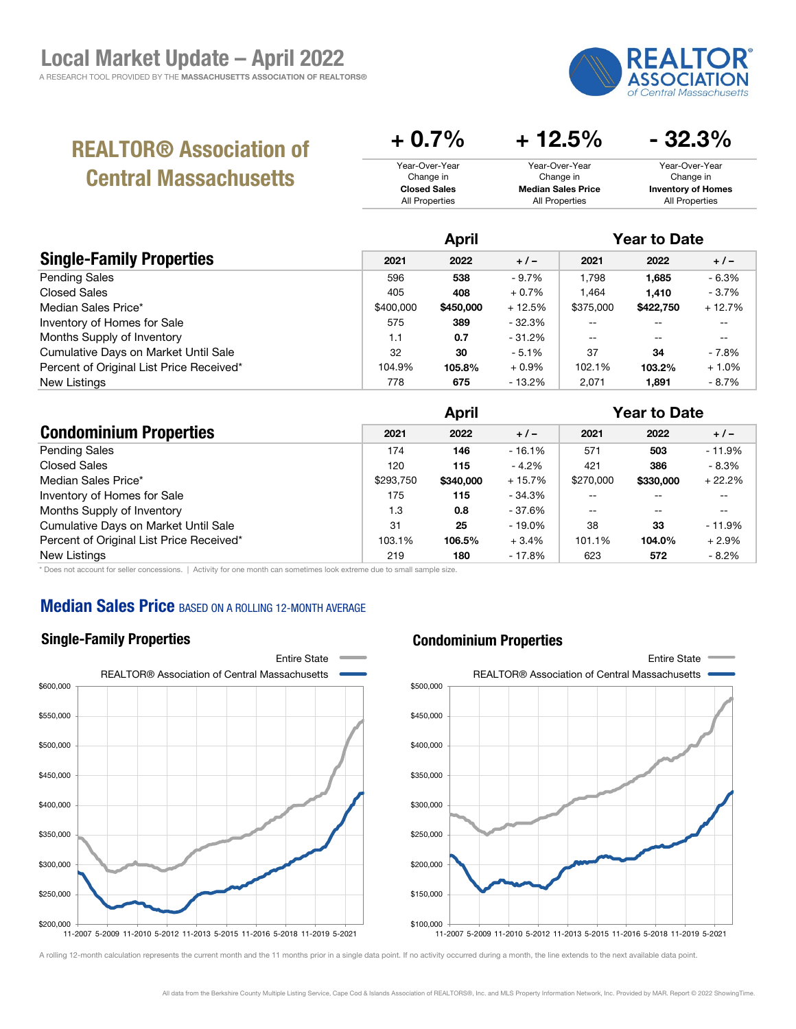# Local Market Update – April 2022

A RESEARCH TOOL PROVIDED BY THE **MASSACHUSETTS ASSOCIATION OF REALTORS®**

## REALTOR® Association of Central Massachusetts

| + 0.7% | + 12.5% | - 32.3% |
|---|---|---|
| Year-Over-Year Change in **Closed Sales** All Properties | Year-Over-Year Change in **Median Sales Price** All Properties | Year-Over-Year Change in **Inventory of Homes** All Properties |

| Single-Family Properties | April | | | Year to Date | | |
|---|---|---|---|---|---|---|
| | 2021 | 2022 | + / – | 2021 | 2022 | + / – |
| Pending Sales | 596 | **538** | - 9.7% | 1,798 | **1,685** | - 6.3% |
| Closed Sales | 405 | **408** | + 0.7% | 1,464 | **1,410** | - 3.7% |
| Median Sales Price* | $400,000 | **$450,000** | + 12.5% | $375,000 | **$422,750** | + 12.7% |
| Inventory of Homes for Sale | 575 | **389** | - 32.3% | -- | -- | -- |
| Months Supply of Inventory | 1.1 | **0.7** | - 31.2% | -- | -- | -- |
| Cumulative Days on Market Until Sale | 32 | **30** | - 5.1% | 37 | **34** | - 7.8% |
| Percent of Original List Price Received* | 104.9% | **105.8%** | + 0.9% | 102.1% | **103.2%** | + 1.0% |
| New Listings | 778 | **675** | - 13.2% | 2,071 | **1,891** | - 8.7% |

| Condominium Properties | April | | | Year to Date | | |
|---|---|---|---|---|---|---|
| | 2021 | 2022 | + / – | 2021 | 2022 | + / – |
| Pending Sales | 174 | **146** | - 16.1% | 571 | **503** | - 11.9% |
| Closed Sales | 120 | **115** | - 4.2% | 421 | **386** | - 8.3% |
| Median Sales Price* | $293,750 | **$340,000** | + 15.7% | $270,000 | **$330,000** | + 22.2% |
| Inventory of Homes for Sale | 175 | **115** | - 34.3% | -- | -- | -- |
| Months Supply of Inventory | 1.3 | **0.8** | - 37.6% | -- | -- | -- |
| Cumulative Days on Market Until Sale | 31 | **25** | - 19.0% | 38 | **33** | - 11.9% |
| Percent of Original List Price Received* | 103.1% | **106.5%** | + 3.4% | 101.1% | **104.0%** | + 2.9% |
| New Listings | 219 | **180** | - 17.8% | 623 | **572** | - 8.2% |

\* Does not account for seller concessions. | Activity for one month can sometimes look extreme due to small sample size.

## Median Sales Price BASED ON A ROLLING 12-MONTH AVERAGE

### Single-Family Properties

Entire State — REALTOR® Association of Central Massachusetts

### Condominium Properties

Entire State — REALTOR® Association of Central Massachusetts

A rolling 12-month calculation represents the current month and the 11 months prior in a single data point. If no activity occurred during a month, the line extends to the next available data point.

All data from the Berkshire County Multiple Listing Service, Cape Cod & Islands Association of REALTORS®, Inc. and MLS Property Information Network, Inc. Provided by MAR. Report © 2022 ShowingTime.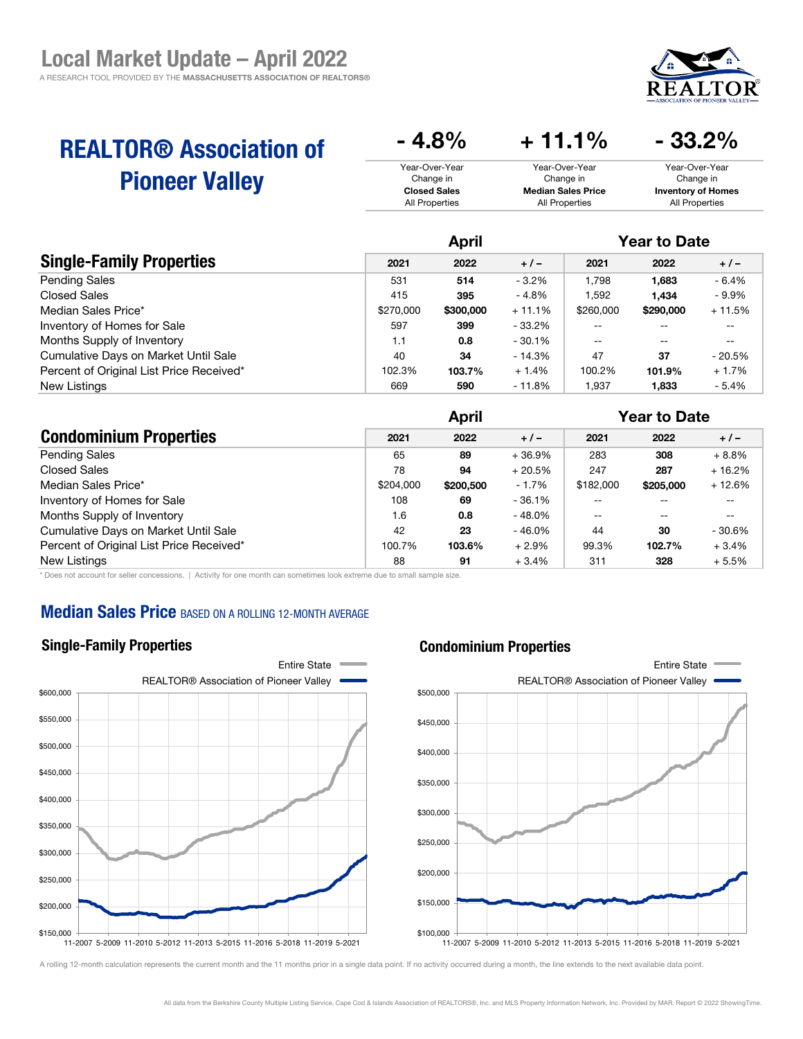# Local Market Update – April 2022

A RESEARCH TOOL PROVIDED BY THE **MASSACHUSETTS ASSOCIATION OF REALTORS®**

## REALTOR® Association of Pioneer Valley

| - 4.8% | + 11.1% | - 33.2% |
| --- | --- | --- |
| Year-Over-Year Change in **Closed Sales** All Properties | Year-Over-Year Change in **Median Sales Price** All Properties | Year-Over-Year Change in **Inventory of Homes** All Properties |

| Single-Family Properties | April | | | Year to Date | | |
| --- | --- | --- | --- | --- | --- | --- |
| | 2021 | 2022 | + / – | 2021 | 2022 | + / – |
| Pending Sales | 531 | **514** | - 3.2% | 1,798 | **1,683** | - 6.4% |
| Closed Sales | 415 | **395** | - 4.8% | 1,592 | **1,434** | - 9.9% |
| Median Sales Price* | $270,000 | **$300,000** | + 11.1% | $260,000 | **$290,000** | + 11.5% |
| Inventory of Homes for Sale | 597 | **399** | - 33.2% | -- | -- | -- |
| Months Supply of Inventory | 1.1 | **0.8** | - 30.1% | -- | -- | -- |
| Cumulative Days on Market Until Sale | 40 | **34** | - 14.3% | 47 | **37** | - 20.5% |
| Percent of Original List Price Received* | 102.3% | **103.7%** | + 1.4% | 100.2% | **101.9%** | + 1.7% |
| New Listings | 669 | **590** | - 11.8% | 1,937 | **1,833** | - 5.4% |

| Condominium Properties | April | | | Year to Date | | |
| --- | --- | --- | --- | --- | --- | --- |
| | 2021 | 2022 | + / – | 2021 | 2022 | + / – |
| Pending Sales | 65 | **89** | + 36.9% | 283 | **308** | + 8.8% |
| Closed Sales | 78 | **94** | + 20.5% | 247 | **287** | + 16.2% |
| Median Sales Price* | $204,000 | **$200,500** | - 1.7% | $182,000 | **$205,000** | + 12.6% |
| Inventory of Homes for Sale | 108 | **69** | - 36.1% | -- | -- | -- |
| Months Supply of Inventory | 1.6 | **0.8** | - 48.0% | -- | -- | -- |
| Cumulative Days on Market Until Sale | 42 | **23** | - 46.0% | 44 | **30** | - 30.6% |
| Percent of Original List Price Received* | 100.7% | **103.6%** | + 2.9% | 99.3% | **102.7%** | + 3.4% |
| New Listings | 88 | **91** | + 3.4% | 311 | **328** | + 5.5% |

\* Does not account for seller concessions. | Activity for one month can sometimes look extreme due to small sample size.

## Median Sales Price BASED ON A ROLLING 12-MONTH AVERAGE

### Single-Family Properties

Entire State / REALTOR® Association of Pioneer Valley

### Condominium Properties

Entire State / REALTOR® Association of Pioneer Valley

A rolling 12-month calculation represents the current month and the 11 months prior in a single data point. If no activity occurred during a month, the line extends to the next available data point.

All data from the Berkshire County Multiple Listing Service, Cape Cod & Islands Association of REALTORS®, Inc. and MLS Property Information Network, Inc. Provided by MAR. Report © 2022 ShowingTime.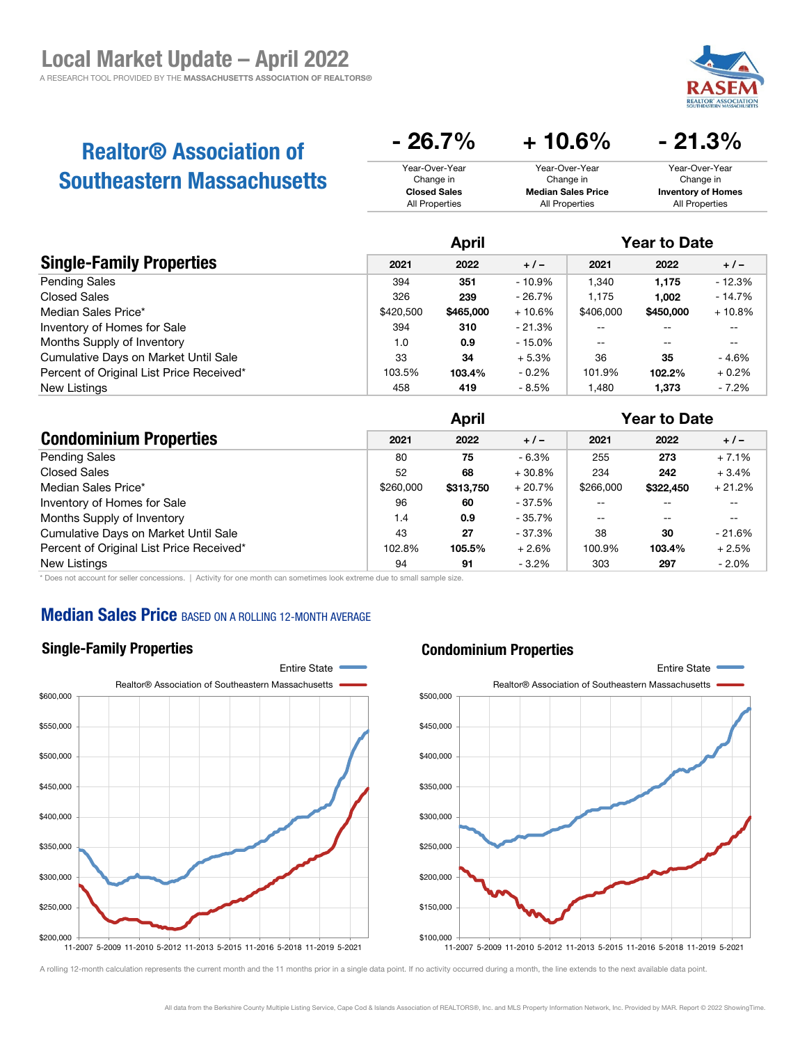# Local Market Update – April 2022

A RESEARCH TOOL PROVIDED BY THE **MASSACHUSETTS ASSOCIATION OF REALTORS®**

## Realtor® Association of Southeastern Massachusetts

| - 26.7% | + 10.6% | - 21.3% |
|---|---|---|
| Year-Over-Year Change in **Closed Sales** All Properties | Year-Over-Year Change in **Median Sales Price** All Properties | Year-Over-Year Change in **Inventory of Homes** All Properties |

| Single-Family Properties | April | | | Year to Date | | |
|---|---|---|---|---|---|---|
| | 2021 | 2022 | + / – | 2021 | 2022 | + / – |
| Pending Sales | 394 | **351** | - 10.9% | 1,340 | **1,175** | - 12.3% |
| Closed Sales | 326 | **239** | - 26.7% | 1,175 | **1,002** | - 14.7% |
| Median Sales Price* | $420,500 | **$465,000** | + 10.6% | $406,000 | **$450,000** | + 10.8% |
| Inventory of Homes for Sale | 394 | **310** | - 21.3% | -- | -- | -- |
| Months Supply of Inventory | 1.0 | **0.9** | - 15.0% | -- | -- | -- |
| Cumulative Days on Market Until Sale | 33 | **34** | + 5.3% | 36 | **35** | - 4.6% |
| Percent of Original List Price Received* | 103.5% | **103.4%** | - 0.2% | 101.9% | **102.2%** | + 0.2% |
| New Listings | 458 | **419** | - 8.5% | 1,480 | **1,373** | - 7.2% |

| Condominium Properties | April | | | Year to Date | | |
|---|---|---|---|---|---|---|
| | 2021 | 2022 | + / – | 2021 | 2022 | + / – |
| Pending Sales | 80 | **75** | - 6.3% | 255 | **273** | + 7.1% |
| Closed Sales | 52 | **68** | + 30.8% | 234 | **242** | + 3.4% |
| Median Sales Price* | $260,000 | **$313,750** | + 20.7% | $266,000 | **$322,450** | + 21.2% |
| Inventory of Homes for Sale | 96 | **60** | - 37.5% | -- | -- | -- |
| Months Supply of Inventory | 1.4 | **0.9** | - 35.7% | -- | -- | -- |
| Cumulative Days on Market Until Sale | 43 | **27** | - 37.3% | 38 | **30** | - 21.6% |
| Percent of Original List Price Received* | 102.8% | **105.5%** | + 2.6% | 100.9% | **103.4%** | + 2.5% |
| New Listings | 94 | **91** | - 3.2% | 303 | **297** | - 2.0% |

\* Does not account for seller concessions. | Activity for one month can sometimes look extreme due to small sample size.

## Median Sales Price BASED ON A ROLLING 12-MONTH AVERAGE

### Single-Family Properties

### Condominium Properties

A rolling 12-month calculation represents the current month and the 11 months prior in a single data point. If no activity occurred during a month, the line extends to the next available data point.

All data from the Berkshire County Multiple Listing Service, Cape Cod & Islands Association of REALTORS®, Inc. and MLS Property Information Network, Inc. Provided by MAR. Report © 2022 ShowingTime.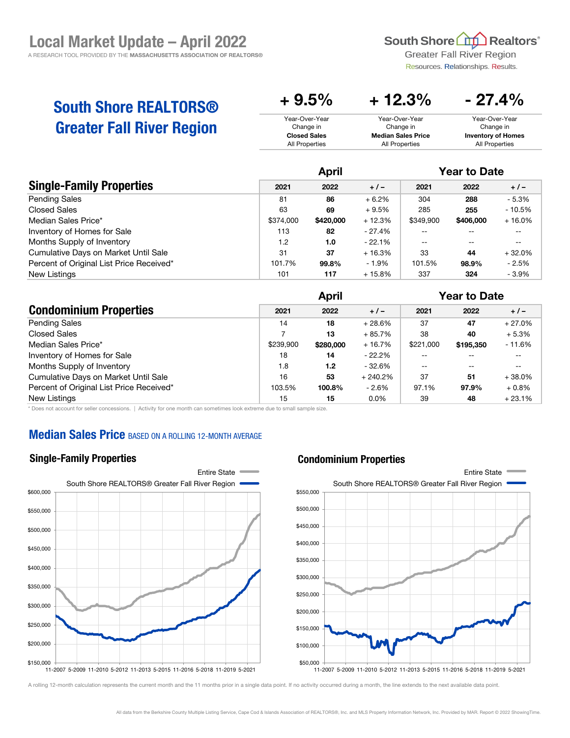# Local Market Update – April 2022

A RESEARCH TOOL PROVIDED BY THE **MASSACHUSETTS ASSOCIATION OF REALTORS®**

South Shore Realtors®
Greater Fall River Region
Resources. Relationships. Results.

## South Shore REALTORS® Greater Fall River Region

| + 9.5% | + 12.3% | - 27.4% |
|---|---|---|
| Year-Over-Year Change in **Closed Sales** All Properties | Year-Over-Year Change in **Median Sales Price** All Properties | Year-Over-Year Change in **Inventory of Homes** All Properties |

| Single-Family Properties | April | | | Year to Date | | |
|---|---|---|---|---|---|---|
| | 2021 | 2022 | + / – | 2021 | 2022 | + / – |
| Pending Sales | 81 | **86** | + 6.2% | 304 | **288** | - 5.3% |
| Closed Sales | 63 | **69** | + 9.5% | 285 | **255** | - 10.5% |
| Median Sales Price* | $374,000 | **$420,000** | + 12.3% | $349,900 | **$406,000** | + 16.0% |
| Inventory of Homes for Sale | 113 | **82** | - 27.4% | -- | -- | -- |
| Months Supply of Inventory | 1.2 | **1.0** | - 22.1% | -- | -- | -- |
| Cumulative Days on Market Until Sale | 31 | **37** | + 16.3% | 33 | **44** | + 32.0% |
| Percent of Original List Price Received* | 101.7% | **99.8%** | - 1.9% | 101.5% | **98.9%** | - 2.5% |
| New Listings | 101 | **117** | + 15.8% | 337 | **324** | - 3.9% |

| Condominium Properties | April | | | Year to Date | | |
|---|---|---|---|---|---|---|
| | 2021 | 2022 | + / – | 2021 | 2022 | + / – |
| Pending Sales | 14 | **18** | + 28.6% | 37 | **47** | + 27.0% |
| Closed Sales | 7 | **13** | + 85.7% | 38 | **40** | + 5.3% |
| Median Sales Price* | $239,900 | **$280,000** | + 16.7% | $221,000 | **$195,350** | - 11.6% |
| Inventory of Homes for Sale | 18 | **14** | - 22.2% | -- | -- | -- |
| Months Supply of Inventory | 1.8 | **1.2** | - 32.6% | -- | -- | -- |
| Cumulative Days on Market Until Sale | 16 | **53** | + 240.2% | 37 | **51** | + 38.0% |
| Percent of Original List Price Received* | 103.5% | **100.8%** | - 2.6% | 97.1% | **97.9%** | + 0.8% |
| New Listings | 15 | **15** | 0.0% | 39 | **48** | + 23.1% |

\* Does not account for seller concessions. | Activity for one month can sometimes look extreme due to small sample size.

## Median Sales Price BASED ON A ROLLING 12-MONTH AVERAGE

### Single-Family Properties

Entire State
South Shore REALTORS® Greater Fall River Region

### Condominium Properties

Entire State
South Shore REALTORS® Greater Fall River Region

A rolling 12-month calculation represents the current month and the 11 months prior in a single data point. If no activity occurred during a month, the line extends to the next available data point.

All data from the Berkshire County Multiple Listing Service, Cape Cod & Islands Association of REALTORS®, Inc. and MLS Property Information Network, Inc. Provided by MAR. Report © 2022 ShowingTime.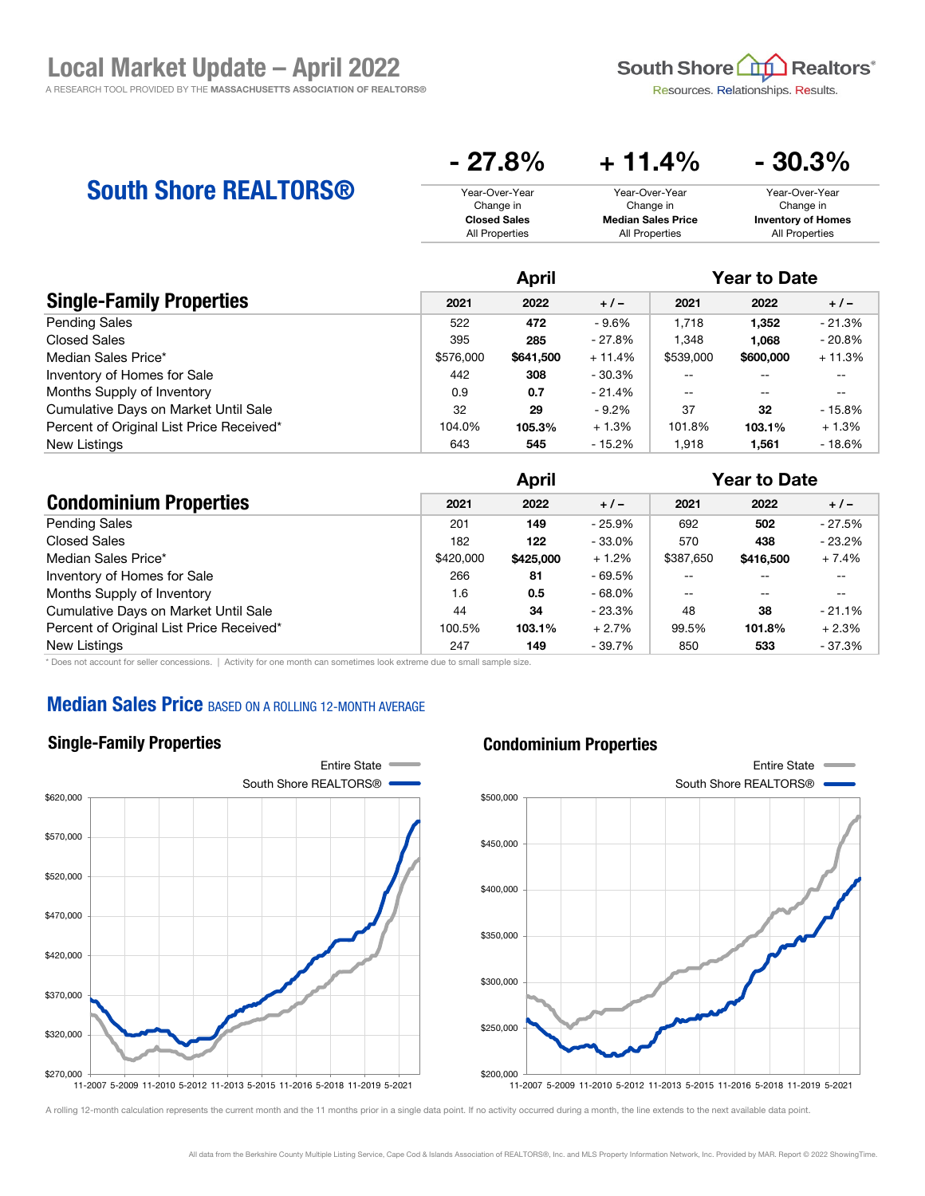# Local Market Update – April 2022

A RESEARCH TOOL PROVIDED BY THE **MASSACHUSETTS ASSOCIATION OF REALTORS®**

South Shore Realtors® Resources. Relationships. Results.

## South Shore REALTORS®

| - 27.8% | + 11.4% | - 30.3% |
|---|---|---|
| Year-Over-Year Change in **Closed Sales** All Properties | Year-Over-Year Change in **Median Sales Price** All Properties | Year-Over-Year Change in **Inventory of Homes** All Properties |

| Single-Family Properties | April | | | Year to Date | | |
|---|---|---|---|---|---|---|
| | 2021 | 2022 | + / – | 2021 | 2022 | + / – |
| Pending Sales | 522 | **472** | - 9.6% | 1,718 | **1,352** | - 21.3% |
| Closed Sales | 395 | **285** | - 27.8% | 1,348 | **1,068** | - 20.8% |
| Median Sales Price* | $576,000 | **$641,500** | + 11.4% | $539,000 | **$600,000** | + 11.3% |
| Inventory of Homes for Sale | 442 | **308** | - 30.3% | -- | -- | -- |
| Months Supply of Inventory | 0.9 | **0.7** | - 21.4% | -- | -- | -- |
| Cumulative Days on Market Until Sale | 32 | **29** | - 9.2% | 37 | **32** | - 15.8% |
| Percent of Original List Price Received* | 104.0% | **105.3%** | + 1.3% | 101.8% | **103.1%** | + 1.3% |
| New Listings | 643 | **545** | - 15.2% | 1,918 | **1,561** | - 18.6% |

| Condominium Properties | April | | | Year to Date | | |
|---|---|---|---|---|---|---|
| | 2021 | 2022 | + / – | 2021 | 2022 | + / – |
| Pending Sales | 201 | **149** | - 25.9% | 692 | **502** | - 27.5% |
| Closed Sales | 182 | **122** | - 33.0% | 570 | **438** | - 23.2% |
| Median Sales Price* | $420,000 | **$425,000** | + 1.2% | $387,650 | **$416,500** | + 7.4% |
| Inventory of Homes for Sale | 266 | **81** | - 69.5% | -- | -- | -- |
| Months Supply of Inventory | 1.6 | **0.5** | - 68.0% | -- | -- | -- |
| Cumulative Days on Market Until Sale | 44 | **34** | - 23.3% | 48 | **38** | - 21.1% |
| Percent of Original List Price Received* | 100.5% | **103.1%** | + 2.7% | 99.5% | **101.8%** | + 2.3% |
| New Listings | 247 | **149** | - 39.7% | 850 | **533** | - 37.3% |

\* Does not account for seller concessions. | Activity for one month can sometimes look extreme due to small sample size.

## Median Sales Price BASED ON A ROLLING 12-MONTH AVERAGE

### Single-Family Properties

Entire State
South Shore REALTORS®

$620,000
$570,000
$520,000
$470,000
$420,000
$370,000
$320,000
$270,000

11-2007 5-2009 11-2010 5-2012 11-2013 5-2015 11-2016 5-2018 11-2019 5-2021

### Condominium Properties

Entire State
South Shore REALTORS®

$500,000
$450,000
$400,000
$350,000
$300,000
$250,000
$200,000

11-2007 5-2009 11-2010 5-2012 11-2013 5-2015 11-2016 5-2018 11-2019 5-2021

A rolling 12-month calculation represents the current month and the 11 months prior in a single data point. If no activity occurred during a month, the line extends to the next available data point.

All data from the Berkshire County Multiple Listing Service, Cape Cod & Islands Association of REALTORS®, Inc. and MLS Property Information Network, Inc. Provided by MAR. Report © 2022 ShowingTime.